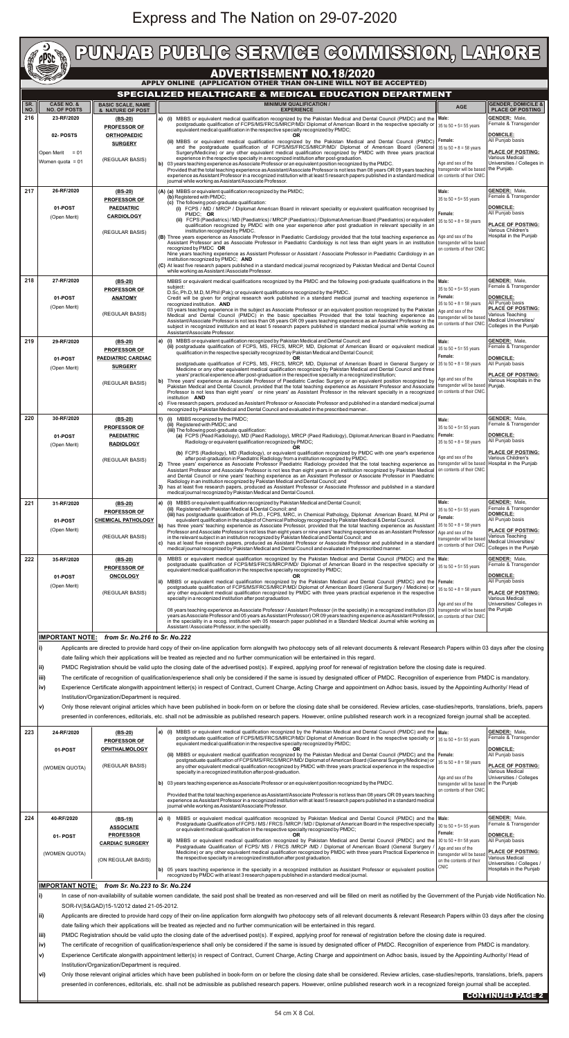# Express and The Nation on 29-07-2020

# PUNJAB PUBLIC SERVICE COMMISSION, LAHORE

## ADVERTISEMENT NO.18/2020

### APPLY ONLINE (APPLICATION OTHER THAN ON-LINE WILL NOT BE ACCEPTED)

### SPECIALIZED HEALTHCARE & MEDICAL EDUCATION DEPARTMENT

| SR. NO. | CASE NO. & NO. OF POSTS | BASIC SCALE, NAME & NATURE OF POST | MINIMUM QUALIFICATION / EXPERIENCE | AGE | GENDER, DOMICILE & PLACE OF POSTING |
|---|---|---|---|---|---|
| 216 | 23-RF/2020<br>02- POSTS<br>Open Merit = 01<br>Women quota = 01 | (BS-20)<br>PROFESSOR OF ORTHOPAEDIC SURGERY<br>(REGULAR BASIS) | a) (i) MBBS or equivalent medical qualification recognized by the Pakistan Medical and Dental Council (PMDC) and the postgraduate qualification of FCPS/MS/FRCS/MRCP/MD/ Diplomat of American Board in the respective specialty or equivalent medical qualification in the respective specialty recognized by PMDC;<br>OR<br>(ii) MBBS or equivalent medical qualification recognized by the Pakistan Medical and Dental Council (PMDC) and the postgraduate qualification of FCPS/MS/FRCS/MRCP/MD/ Diplomat of American Board (General Surgery/Medicine) or any other equivalent medical qualification recognized by PMDC with three years practical experience in the respective specialty in a recognized institution after post-graduation.<br>b) 03 years teaching experience as Associate Professor or an equivalent position recognized by the PMDC.<br>Provided that the total teaching experience as Assistant/Associate Professor is not less than 08 years OR 09 years teaching experience as Assistant Professor in a recognized institution with at least 5 research papers published in a standard medical journal while working as Assistant/Associate Professor. | Male:<br>35 to 50 + 5= 55 years<br>Female:<br>35 to 50 + 8 = 58 years<br>Age and sex of the transgender will be based on contents of their CNIC. | GENDER: Male, Female & Transgender<br>DOMICILE: All Punjab basis<br>PLACE OF POSTING: Various Medical Universities / Colleges in the Punjab. |
| 217 | 26-RF/2020<br>01-POST<br>(Open Merit) | (BS-20)<br>PROFESSOR OF PAEDIATRIC CARDIOLOGY<br>(REGULAR BASIS) | (A) (a) MBBS or equivalent qualification recognized by the PMDC;<br>(b) Registered with PMDC;<br>(c) The following post-graduate qualification:<br>(i) FCPS / MD / MRCP / Diplomat American Board in relevant speciality or equivalent qualification recognised by PMDC; OR<br>(ii) FCPS (Paediatrics) / MD (Paediatrics) / MRCP (Paediatrics) / Diplomat American Board (Paediatrics) or equivalent qualification recognized by PMDC with one year experience after post graduation in relevant speciality in an institution recognized by PMDC.<br>(B) Three years experience as Associate Professor in Paediatric Cardiology provided that the total teaching experience as Assistant Professor and as Associate Professor in Paediatric Cardiology is not less than eight years in an institution recognized by PMDC OR<br>Nine years teaching experience as Assistant Professor or Assistant / Associate Professor in Paediatric Cardiology in an institution recognized by PMDC; AND<br>(C) At least five research papers published in a standard medical journal recognized by Pakistan Medical and Dental Council while working as Assistant / Associate Professor. | Male:<br>35 to 50 + 5= 55 years<br>Female:<br>35 to 50 + 8 = 58 years<br>Age and sex of the transgender will be based on contents of their CNIC. | GENDER: Male, Female & Transgender<br>DOMICILE: All Punjab basis<br>PLACE OF POSTING: Various Children's Hospital in the Punjab |
| 218 | 27-RF/2020<br>01-POST<br>(Open Merit) | (BS-20)<br>PROFESSOR OF ANATOMY<br>(REGULAR BASIS) | MBBS or equivalent medical qualifications recognized by the PMDC and the following post-graduate qualifications in the subject:<br>D.Sc, Ph.D, M.D, M.Phil (Pak); or equivalent qualifications recognized by the PMDC.<br>Credit will be given for original research work published in a standard medical journal and teaching experience in recognized institution. AND<br>03 years teaching experience in the subject as Associate Professor or an equivalent position recognized by the Pakistan Medical and Dental Council (PMDC) in the basic specialties Provided that the total teaching experience as Assistant/Associate Professor is not less than 08 years OR 09 years teaching experience as an Assistant Professor in the subject in recognized institution and at least 5 research papers published in standard medical journal while working as Assistant/Associate Professor. | Male:<br>35 to 50 + 5= 55 years<br>Female:<br>35 to 50 + 8 = 58 years<br>Age and sex of the transgender will be based on contents of their CNIC. | GENDER: Male, Female & Transgender<br>DOMICILE: All Punjab basis<br>PLACE OF POSTING: Various Teaching Medical Universities/ Colleges in the Punjab |
| 219 | 29-RF/2020<br>01-POST<br>(Open Merit) | (BS-20)<br>PROFESSOR OF PAEDIATRIC CARDIAC SURGERY<br>(REGULAR BASIS) | a) (i) MBBS or equivalent qualification recognized by Pakistan Medical and Dental Council; and<br>(ii) postgraduate qualification of FCPS, MS, FRCS, MRCP, MD, Diplomat of American Board or equivalent medical qualification in the respective specialty recognized by Pakistan Medical and Dental Council;<br>OR<br>postgraduate qualification of FCPS, MS, FRCS, MRCP, MD, Diplomat of American Board in General Surgery or Medicine or any other equivalent medical qualification recognized by Pakistan Medical and Dental Council and three years' practical experience after post-graduation in the respective specialty in a recognized institution;<br>b) Three years' experience as Associate Professor of Paediatric Cardiac Surgery or an equivalent position recognized by Pakistan Medical and Dental Council, provided that the total teaching experience as Assistant Professor and Associate Professor is not less than eight years' or nine years' as Assistant Professor in the relevant specialty in a recognized institution AND<br>c) Five research papers, produced as Assistant Professor or Associate Professor and published in a standard medical journal recognized by Pakistan Medical and Dental Council and evaluated in the prescribed manner.. | Male:<br>35 to 50 + 5= 55 years<br>Female:<br>35 to 50 + 8 = 58 years<br>Age and sex of the transgender will be based on contents of their CNIC. | GENDER: Male, Female & Transgender<br>DOMICILE: All Punjab basis<br>PLACE OF POSTING: Various Hospitals in the Punjab. |
| 220 | 30-RF/2020<br>01-POST<br>(Open Merit) | (BS-20)<br>PROFESSOR OF PAEDIATRIC RADIOLOGY<br>(REGULAR BASIS) | 1) (i) MBBS recognized by the PMDC;<br>(ii) Registered with PMDC; and<br>(iii) The following post-graduate qualification:<br>(a) FCPS (Pead Radiology), MD (Paed Radiology), MRCP (Paed Radiology), Diplomat American Board in Paediatric Radiology or equivalent qualification recognized by PMDC;<br>OR<br>(b) FCPS (Radiology), MD (Radiology), or equivalent qualification recognized by PMDC with one year's experience after post-graduation in Paediatric Radiology from a institution recognized by PMDC.<br>2) Three years' experience as Associate Professor Paediatric Radiology provided that the total teaching experience as Assistant Professor and Associate Professor is not less than eight years in an institution recognized by Pakistan Medical and Dental Council or nine years' teaching experience as an Assistant Professor or Associate Professor in Paediatric Radiology in an institution recognized by Pakistan Medical and Dental Council; and<br>3) has at least five research papers, produced as Assistant Professor or Associate Professor and published in a standard medical journal recognized by Pakistan Medical and Dental Council. | Male:<br>35 to 50 + 5= 55 years<br>Female:<br>35 to 50 + 8 = 58 years<br>Age and sex of the transgender will be based on contents of their CNIC. | GENDER: Male, Female & Transgender<br>DOMICILE: All Punjab basis<br>PLACE OF POSTING: Various Children's Hospital in the Punjab |
| 221 | 31-RF/2020<br>01-POST<br>(Open Merit) | (BS-20)<br>PROFESSOR OF CHEMICAL PATHOLOGY<br>(REGULAR BASIS) | a) (i) MBBS or equivalent qualification recognized by Pakistan Medical and Dental Council;<br>(ii) Registered with Pakistan Medical & Dental Council; and<br>(iii) has postgraduate qualification of Ph.D., FCPS, MRC, in Chemical Pathology, Diplomat American Board, M.Phil or equivalent qualification in the subject of Chemical Pathology recognized by Pakistan Medical & Dental Council.<br>b) has three years' teaching experience as Associate Professor, provided that the total teaching experience as Assistant Professor and Associate Professor is not less than eight years or nine years' teaching experience as an Assistant Professor in the relevant subject in an institution recognized by Pakistan Medical and Dental Council; and<br>c) has at least five research papers, produced as Assistant Professor or Associate Professor and published in a standard medical journal recognized by Pakistan Medical and Dental Council and evaluated in the prescribed manner. | Male:<br>35 to 50 + 5= 55 years<br>Female:<br>35 to 50 + 8 = 58 years<br>Age and sex of the transgender will be based on contents of their CNIC. | GENDER: Male, Female & Transgender<br>DOMICILE: All Punjab basis<br>PLACE OF POSTING: Various Teaching Medical Universities/ Colleges in the Punjab |
| 222 | 35-RF/2020<br>01-POST<br>(Open Merit) | (BS-20)<br>PROFESSOR OF ONCOLOGY<br>(REGULAR BASIS) | i) MBBS or equivalent medical qualification recognized by the Pakistan Medical and Dental Council (PMDC) and the postgraduate qualification of FCPS/MS/FRCS/MRCP/MD/ Diplomat of American Board in the respective specialty or equivalent medical qualification in the respective specialty recognized by PMDC;<br>OR<br>ii) MBBS or equivalent medical qualification recognized by the Pakistan Medical and Dental Council (PMDC) and the postgraduate qualification of FCPS/MS/FRCS/MRCP/MD/ Diplomat of American Board (General Surgery / Medicine) or any other equivalent medical qualification recognized by PMDC with three years practical experience in the respective specialty in a recognized institution after post graduation.<br>08 years teaching experience as Associate Professor / Assistant Professor (in the speciality) in a recognized institution (03 years as Associate Professor and 05 years as Assistant Professor) OR 09 years teaching experience as Assistant Professor, in the speciality in a recog. institution with 05 research paper published in a Standard Medical Journal while working as Assistant / Associate Professor, in the speciality. | Male:<br>35 to 50 + 5= 55 years<br>Female:<br>35 to 50 + 8 = 58 years<br>Age and sex of the transgender will be based on contents of their CNIC. | GENDER: Male, Female & Transgender<br>DOMICILE: All Punjab basis<br>PLACE OF POSTING: Various Medical Universities/ Colleges in the Punjab |

**IMPORTANT NOTE:** *from Sr. No.216 to Sr. No.222*

i) Applicants are directed to provide hard copy of their on-line application form alongwith two photocopy sets of all relevant documents & relevant Research Papers within 03 days after the closing date failing which their applications will be treated as rejected and no further communication will be entertained in this regard.

ii) PMDC Registration should be valid upto the closing date of the advertised post(s). If expired, applying proof for renewal of registration before the closing date is required.

iii) The certificate of recognition of qualification/experience shall only be considered if the same is issued by designated officer of PMDC. Recognition of experience from PMDC is mandatory.

iv) Experience Certificate alongwith appointment letter(s) in respect of Contract, Current Charge, Acting Charge and appointment on Adhoc basis, issued by the Appointing Authority/ Head of Institution/Organization/Department is required.

v) Only those relevant original articles which have been published in book-form on or before the closing date shall be considered. Review articles, case-studies/reports, translations, briefs, papers presented in conferences, editorials, etc. shall not be admissible as published research papers. However, online published research work in a recognized foreign journal shall be accepted.

| SR. NO. | CASE NO. & NO. OF POSTS | BASIC SCALE, NAME & NATURE OF POST | MINIMUM QUALIFICATION / EXPERIENCE | AGE | GENDER, DOMICILE & PLACE OF POSTING |
|---|---|---|---|---|---|
| 223 | 24-RF/2020<br>01-POST<br>(WOMEN QUOTA) | (BS-20)<br>PROFESSOR OF OPHTHALMOLOGY<br>(REGULAR BASIS) | a) (i) MBBS or equivalent medical qualification recognized by the Pakistan Medical and Dental Council (PMDC) and the postgraduate qualification of FCPS/MS/FRCS/MRCP/MD/ Diplomat of American Board in the respective specialty or equivalent medical qualification in the respective specialty recognized by PMDC;<br>OR<br>(ii) MBBS or equivalent medical qualification recognized by the Pakistan Medical and Dental Council (PMDC) and the postgraduate qualification of FCPS/MS/FRCS/MRCP/MD/ Diplomat of American Board (General Surgery/Medicine) or any other equivalent medical qualification recognized by PMDC with three years practical experience in the respective specialty in a recognized institution after post-graduation.<br>b) 03 years teaching experience as Associate Professor or an equivalent position recognized by the PMDC.<br>Provided that the total teaching experience as Assistant/Associate Professor is not less than 08 years OR 09 years teaching experience as Assistant Professor in a recognized institution with at least 5 research papers published in a standard medical journal while working as Assistant/Associate Professor. | Male:<br>35 to 50 + 5= 55 years<br>Female:<br>35 to 50 + 8 = 58 years<br>Age and sex of the transgender will be based on contents of their CNIC. | GENDER: Male, Female & Transgender<br>DOMICILE: All Punjab basis<br>PLACE OF POSTING: Various Medical Universities / Colleges in the Punjab |
| 224 | 40-RF/2020<br>01- POST<br>(WOMEN QUOTA) | (BS-19)<br>ASSOCIATE PROFESSOR CARDIAC SURGERY<br>(ON REGULAR BASIS) | a) i) MBBS or equivalent medical qualification recognized by Pakistan Medical and Dental Council (PMDC) and the Postgraduate Qualification of FCPS / MS / FRCS / MRCP / MD / Diplomat of American Board in the respective specialty or equivalent medical qualification in the respective specialty recognized by PMDC;<br>OR<br>ii) MBBS or equivalent medical qualification recognized by Pakistan Medical and Dental Council (PMDC) and the Postgraduate Qualification of FCPS/ MS / FRCS /MRCP /MD / Diplomat of American Board (General Surgery / Medicine) or any other equivalent medical qualification recognized by PMDC with three years Practical Experience in the respective specialty in a recognized institution after post graduation.<br>b) 05 years teaching experience in the specialty in a recognized institution as Assistant Professor or equivalent position recognized by PMDC with at least 3 research papers published in a standard medical journal. | Male:<br>30 to 50 + 5= 55 years<br>Female:<br>30 to 50 + 8= 58 years<br>Age and sex of the transgender will be based on the contents of their CNIC | GENDER: Male, Female & Transgender<br>DOMICILE: All Punjab basis<br>PLACE OF POSTING: Various Medical Universities / Colleges / Hospitals in the Punjab |

**IMPORTANT NOTE:** *from Sr. No.223 to Sr. No.224*

i) In case of non-availability of suitable women candidate, the said post shall be treated as non-reserved and will be filled on merit as notified by the Government of the Punjab vide Notification No. SOR-IV(S&GAD)15-1/2012 dated 21-05-2012.

ii) Applicants are directed to provide hard copy of their on-line application form alongwith two photocopy sets of all relevant documents & relevant Research Papers within 03 days after the closing date failing which their applications will be treated as rejected and no further communication will be entertained in this regard.

iii) PMDC Registration should be valid upto the closing date of the advertised post(s). If expired, applying proof for renewal of registration before the closing date is required.

iv) The certificate of recognition of qualification/experience shall only be considered if the same is issued by designated officer of PMDC. Recognition of experience from PMDC is mandatory.

v) Experience Certificate alongwith appointment letter(s) in respect of Contract, Current Charge, Acting Charge and appointment on Adhoc basis, issued by the Appointing Authority/ Head of Institution/Organization/Department is required.

vi) Only those relevant original articles which have been published in book-form on or before the closing date shall be considered. Review articles, case-studies/reports, translations, briefs, papers presented in conferences, editorials, etc. shall not be admissible as published research papers. However, online published research work in a recognized foreign journal shall be accepted.

**CONTINUED PAGE 2**

54 cm X 8 Col.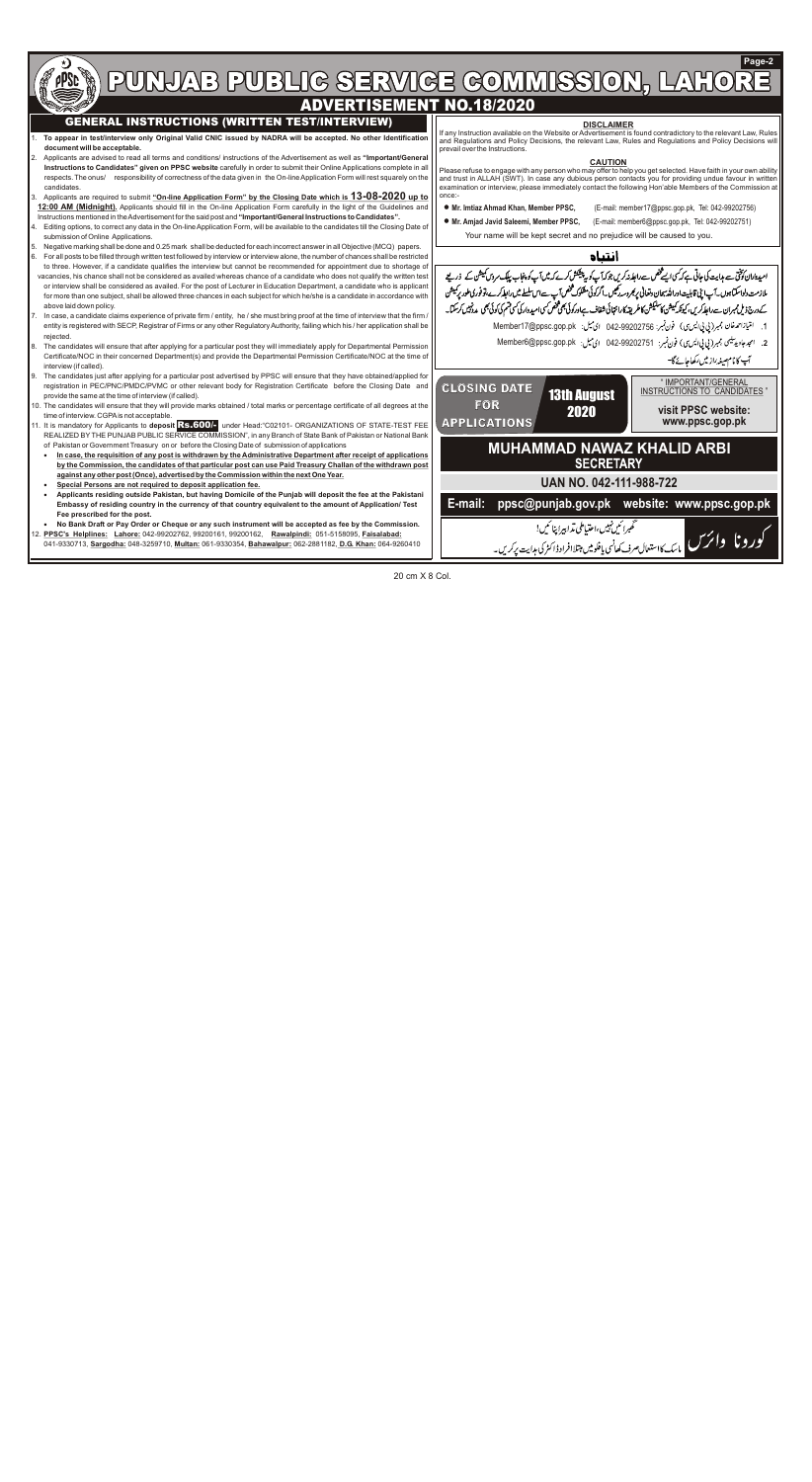# PUNJAB PUBLIC SERVICE COMMISSION, LAHORE

## ADVERTISEMENT NO.18/2020

### GENERAL INSTRUCTIONS (WRITTEN TEST/INTERVIEW)

1. **To appear in test/interview only Original Valid CNIC issued by NADRA will be accepted. No other Identification document will be acceptable.**
2. Applicants are advised to read all terms and conditions/ instructions of the Advertisement as well as **"Important/General Instructions to Candidates" given on PPSC website** carefully in order to submit their Online Applications complete in all respects. The onus/ responsibility of correctness of the data given in the On-line Application Form will rest squarely on the candidates.
3. Applicants are required to submit **"On-line Application Form" by the Closing Date which is 13-08-2020 up to 12:00 AM (Midnight).** Applicants should fill in the On-line Application Form carefully in the light of the Guidelines and Instructions mentioned in the Advertisement for the said post and **"Important/General Instructions to Candidates".**
4. Editing options, to correct any data in the On-line Application Form, will be available to the candidates till the Closing Date of submission of Online Applications.
5. Negative marking shall be done and 0.25 mark shall be deducted for each incorrect answer in all Objective (MCQ) papers.
6. For all posts to be filled through written test followed by interview or interview alone, the number of chances shall be restricted to three. However, if a candidate qualifies the interview but cannot be recommended for appointment due to shortage of vacancies, his chance shall not be considered as availed whereas chance of a candidate who does not qualify the written test or interview shall be considered as availed. For the post of Lecturer in Education Department, a candidate who is applicant for more than one subject, shall be allowed three chances in each subject for which he/she is a candidate in accordance with above laid down policy.
7. In case, a candidate claims experience of private firm / entity, he / she must bring proof at the time of interview that the firm / entity is registered with SECP, Registrar of Firms or any other Regulatory Authority, failing which his / her application shall be rejected.
8. The candidates will ensure that after applying for a particular post they will immediately apply for Departmental Permission Certificate/NOC in their concerned Department(s) and provide the Departmental Permission Certificate/NOC at the time of interview (if called).
9. The candidates just after applying for a particular post advertised by PPSC will ensure that they have obtained/applied for registration in PEC/PNC/PMDC/PVMC or other relevant body for Registration Certificate before the Closing Date and provide the same at the time of interview (if called).
10. The candidates will ensure that they will provide marks obtained / total marks or percentage certificate of all degrees at the time of interview. CGPA is not acceptable.
11. It is mandatory for Applicants to **deposit Rs.600/-** under Head:"C02101- ORGANIZATIONS OF STATE-TEST FEE REALIZED BY THE PUNJAB PUBLIC SERVICE COMMISSION", in any Branch of State Bank of Pakistan or National Bank of Pakistan or Government Treasury on or before the Closing Date of submission of applications
    - **In case, the requisition of any post is withdrawn by the Administrative Department after receipt of applications by the Commission, the candidates of that particular post can use Paid Treasury Challan of the withdrawn post against any other post (Once), advertised by the Commission within the next One Year.**
    - **Special Persons are not required to deposit application fee.**
    - **Applicants residing outside Pakistan, but having Domicile of the Punjab will deposit the fee at the Pakistani Embassy of residing country in the currency of that country equivalent to the amount of Application/ Test Fee prescribed for the post.**
    - **No Bank Draft or Pay Order or Cheque or any such instrument will be accepted as fee by the Commission.**
12. **PPSC's Helplines: Lahore:** 042-99202762, 99200161, 99200162, **Rawalpindi:** 051-5158095, **Faisalabad:** 041-9330713, **Sargodha:** 048-3259710, **Multan:** 061-9330354, **Bahawalpur:** 062-2881182, **D.G. Khan:** 064-9260410

### DISCLAIMER

If any Instruction available on the Website or Advertisement is found contradictory to the relevant Law, Rules and Regulations and Policy Decisions, the relevant Law, Rules and Regulations and Policy Decisions will prevail over the Instructions.

### CAUTION

Please refuse to engage with any person who may offer to help you get selected. Have faith in your own ability and trust in ALLAH (SWT). In case any dubious person contacts you for providing undue favour in written examination or interview, please immediately contact the following Hon'able Members of the Commission at once:-

- **Mr. Imtiaz Ahmad Khan, Member PPSC,** (E-mail: member17@ppsc.gop.pk, Tel: 042-99202756)
- **Mr. Amjad Javid Saleemi, Member PPSC,** (E-mail: member6@ppsc.gop.pk, Tel: 042-99202751)

Your name will be kept secret and no prejudice will be caused to you.

### انتباہ

امیدواران کو سختی سے ہدایت کی جاتی ہے کہ کسی ایسے شخص سے رابطہ نہ کریں جو کہ آپ کو پیشکش کرے کہ میں آپ کو پنجاب پبلک سروس کمیشن کے ذریعے ملازمت دلوا سکتا ہوں۔ آپ اپنی قابلیت اور اللہ سبحان وتعالیٰ پر بھروسہ رکھیں۔ اگر کوئی مشکوک شخص آپ سے اس سلسلے میں رابطہ کرے تو فوری طور پر کمیشن کے درج ذیل ممبران سے رابطہ کریں، کیونکہ کمیشن کا سلیکشن کا طریقہ کار انتہائی شفاف ہے اور کوئی بھی شخص کسی امیدوار کی کسی قسم کی کوئی بھی مدد نہیں کر سکتا۔

1. امتیاز احمد خان ممبر (پی پی ایس سی) فون نمبر: 042-99202756 ای میل: Member17@ppsc.gop.pk
2. امجد جاوید سلیمی ممبر (پی پی ایس سی) فون نمبر: 042-99202751 ای میل: Member6@ppsc.gop.pk

آپ کا نام صیغہ راز میں رکھا جائے گا۔

**CLOSING DATE FOR APPLICATIONS: 13th August 2020**

" IMPORTANT/GENERAL INSTRUCTIONS TO CANDIDATES "

**visit PPSC website: www.ppsc.gop.pk**

## MUHAMMAD NAWAZ KHALID ARBI
### SECRETARY

**UAN NO. 042-111-988-722**

**E-mail: ppsc@punjab.gov.pk website: www.ppsc.gop.pk**

کورونا وائرس — گھبرائیں نہیں، احتیاطی تدابیر اپنائیں! ماسک کا استعمال صرف کھانسی یا نزلہ میں مبتلا افراد / ڈاکٹر کی ہدایت پر کریں۔

20 cm X 8 Col.